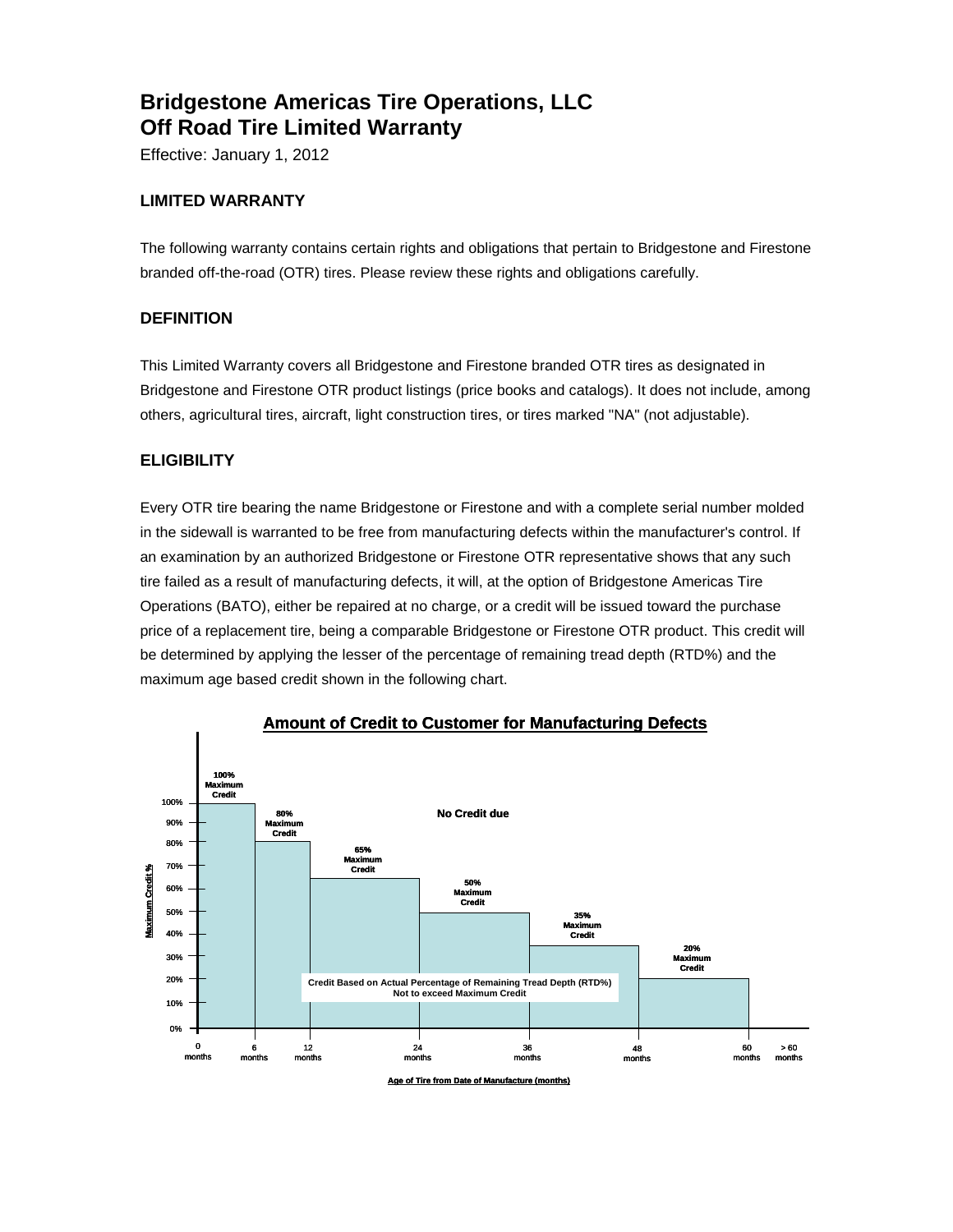# Bridgestone Americas Tire Operations, LLC
# Off Road Tire Limited Warranty

Effective: January 1, 2012

## LIMITED WARRANTY

The following warranty contains certain rights and obligations that pertain to Bridgestone and Firestone branded off-the-road (OTR) tires. Please review these rights and obligations carefully.

## DEFINITION

This Limited Warranty covers all Bridgestone and Firestone branded OTR tires as designated in Bridgestone and Firestone OTR product listings (price books and catalogs). It does not include, among others, agricultural tires, aircraft, light construction tires, or tires marked "NA" (not adjustable).

## ELIGIBILITY

Every OTR tire bearing the name Bridgestone or Firestone and with a complete serial number molded in the sidewall is warranted to be free from manufacturing defects within the manufacturer's control. If an examination by an authorized Bridgestone or Firestone OTR representative shows that any such tire failed as a result of manufacturing defects, it will, at the option of Bridgestone Americas Tire Operations (BATO), either be repaired at no charge, or a credit will be issued toward the purchase price of a replacement tire, being a comparable Bridgestone or Firestone OTR product. This credit will be determined by applying the lesser of the percentage of remaining tread depth (RTD%) and the maximum age based credit shown in the following chart.

**Amount of Credit to Customer for Manufacturing Defects**

| Age of Tire from Date of Manufacture (months) | Maximum Credit % |
|---|---|
| 0 – 6 months | 100% Maximum Credit |
| 6 – 12 months | 80% Maximum Credit |
| 12 – 24 months | 65% Maximum Credit |
| 24 – 36 months | 50% Maximum Credit |
| 36 – 48 months | 35% Maximum Credit |
| 48 – 60 months | 20% Maximum Credit |
| > 60 months | No Credit due |

Credit Based on Actual Percentage of Remaining Tread Depth (RTD%) Not to exceed Maximum Credit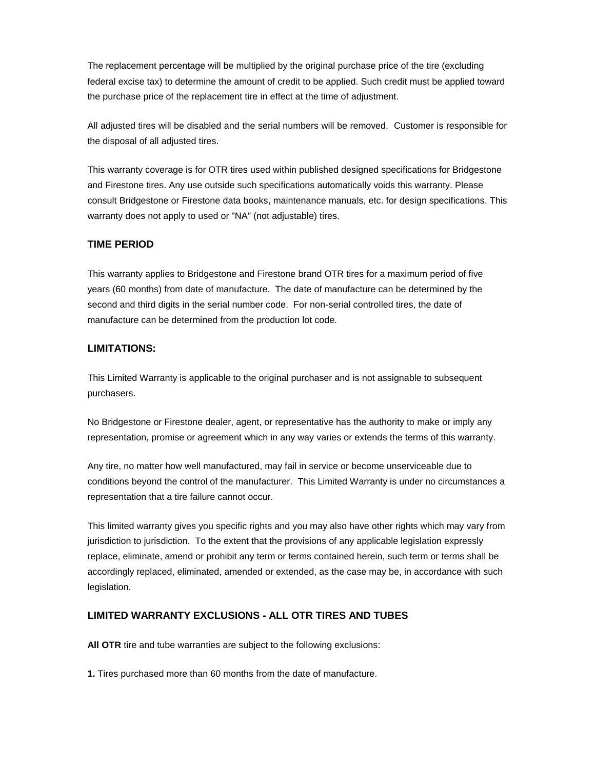The replacement percentage will be multiplied by the original purchase price of the tire (excluding federal excise tax) to determine the amount of credit to be applied. Such credit must be applied toward the purchase price of the replacement tire in effect at the time of adjustment.

All adjusted tires will be disabled and the serial numbers will be removed. Customer is responsible for the disposal of all adjusted tires.

This warranty coverage is for OTR tires used within published designed specifications for Bridgestone and Firestone tires. Any use outside such specifications automatically voids this warranty. Please consult Bridgestone or Firestone data books, maintenance manuals, etc. for design specifications. This warranty does not apply to used or "NA" (not adjustable) tires.

### TIME PERIOD

This warranty applies to Bridgestone and Firestone brand OTR tires for a maximum period of five years (60 months) from date of manufacture. The date of manufacture can be determined by the second and third digits in the serial number code. For non-serial controlled tires, the date of manufacture can be determined from the production lot code.

### LIMITATIONS:

This Limited Warranty is applicable to the original purchaser and is not assignable to subsequent purchasers.

No Bridgestone or Firestone dealer, agent, or representative has the authority to make or imply any representation, promise or agreement which in any way varies or extends the terms of this warranty.

Any tire, no matter how well manufactured, may fail in service or become unserviceable due to conditions beyond the control of the manufacturer. This Limited Warranty is under no circumstances a representation that a tire failure cannot occur.

This limited warranty gives you specific rights and you may also have other rights which may vary from jurisdiction to jurisdiction. To the extent that the provisions of any applicable legislation expressly replace, eliminate, amend or prohibit any term or terms contained herein, such term or terms shall be accordingly replaced, eliminated, amended or extended, as the case may be, in accordance with such legislation.

### LIMITED WARRANTY EXCLUSIONS - ALL OTR TIRES AND TUBES

**All OTR** tire and tube warranties are subject to the following exclusions:

**1.** Tires purchased more than 60 months from the date of manufacture.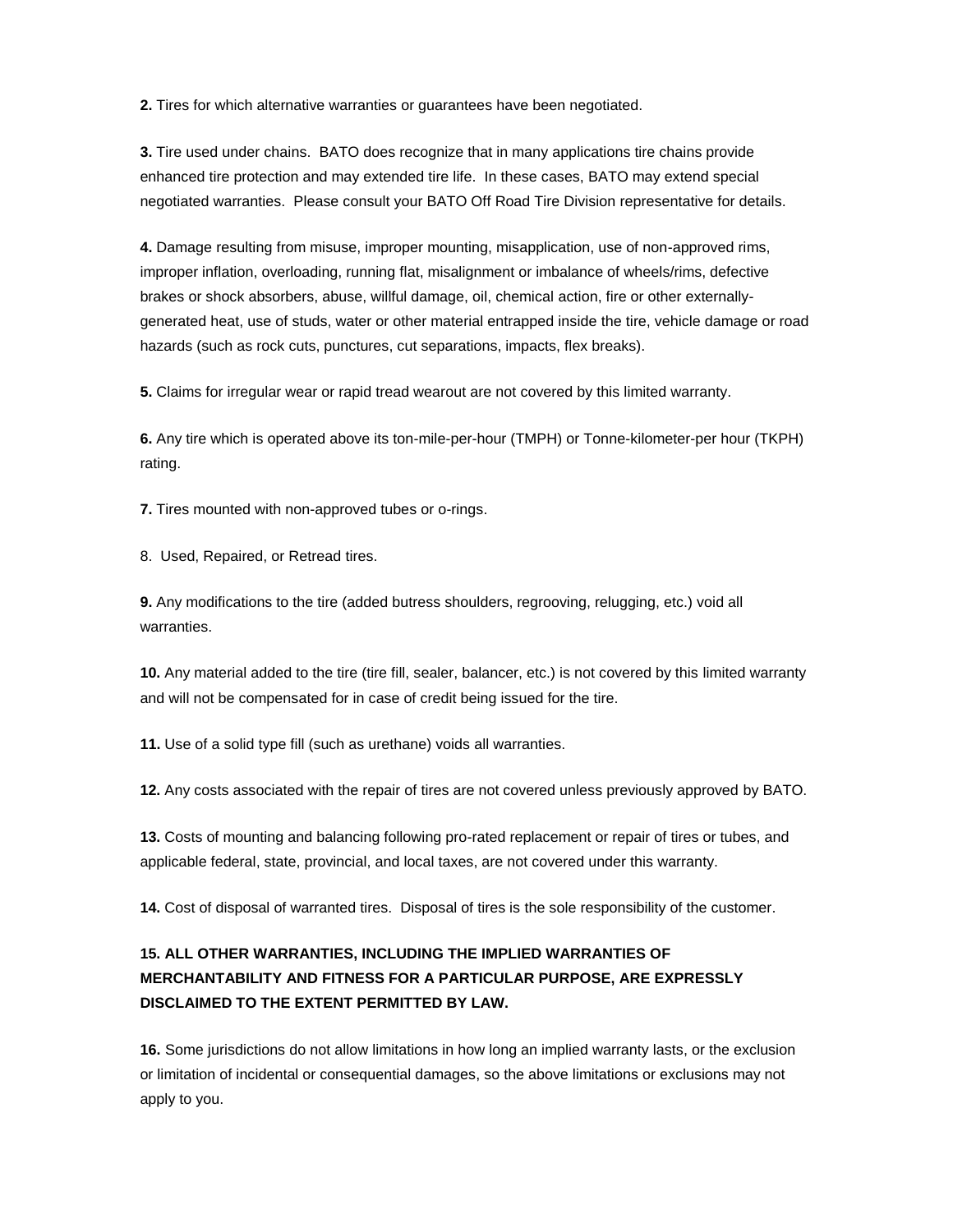**2.** Tires for which alternative warranties or guarantees have been negotiated.

**3.** Tire used under chains. BATO does recognize that in many applications tire chains provide enhanced tire protection and may extended tire life. In these cases, BATO may extend special negotiated warranties. Please consult your BATO Off Road Tire Division representative for details.

**4.** Damage resulting from misuse, improper mounting, misapplication, use of non-approved rims, improper inflation, overloading, running flat, misalignment or imbalance of wheels/rims, defective brakes or shock absorbers, abuse, willful damage, oil, chemical action, fire or other externally-generated heat, use of studs, water or other material entrapped inside the tire, vehicle damage or road hazards (such as rock cuts, punctures, cut separations, impacts, flex breaks).

**5.** Claims for irregular wear or rapid tread wearout are not covered by this limited warranty.

**6.** Any tire which is operated above its ton-mile-per-hour (TMPH) or Tonne-kilometer-per hour (TKPH) rating.

**7.** Tires mounted with non-approved tubes or o-rings.

8. Used, Repaired, or Retread tires.

**9.** Any modifications to the tire (added butress shoulders, regrooving, relugging, etc.) void all warranties.

**10.** Any material added to the tire (tire fill, sealer, balancer, etc.) is not covered by this limited warranty and will not be compensated for in case of credit being issued for the tire.

**11.** Use of a solid type fill (such as urethane) voids all warranties.

**12.** Any costs associated with the repair of tires are not covered unless previously approved by BATO.

**13.** Costs of mounting and balancing following pro-rated replacement or repair of tires or tubes, and applicable federal, state, provincial, and local taxes, are not covered under this warranty.

**14.** Cost of disposal of warranted tires. Disposal of tires is the sole responsibility of the customer.

**15. ALL OTHER WARRANTIES, INCLUDING THE IMPLIED WARRANTIES OF MERCHANTABILITY AND FITNESS FOR A PARTICULAR PURPOSE, ARE EXPRESSLY DISCLAIMED TO THE EXTENT PERMITTED BY LAW.**

**16.** Some jurisdictions do not allow limitations in how long an implied warranty lasts, or the exclusion or limitation of incidental or consequential damages, so the above limitations or exclusions may not apply to you.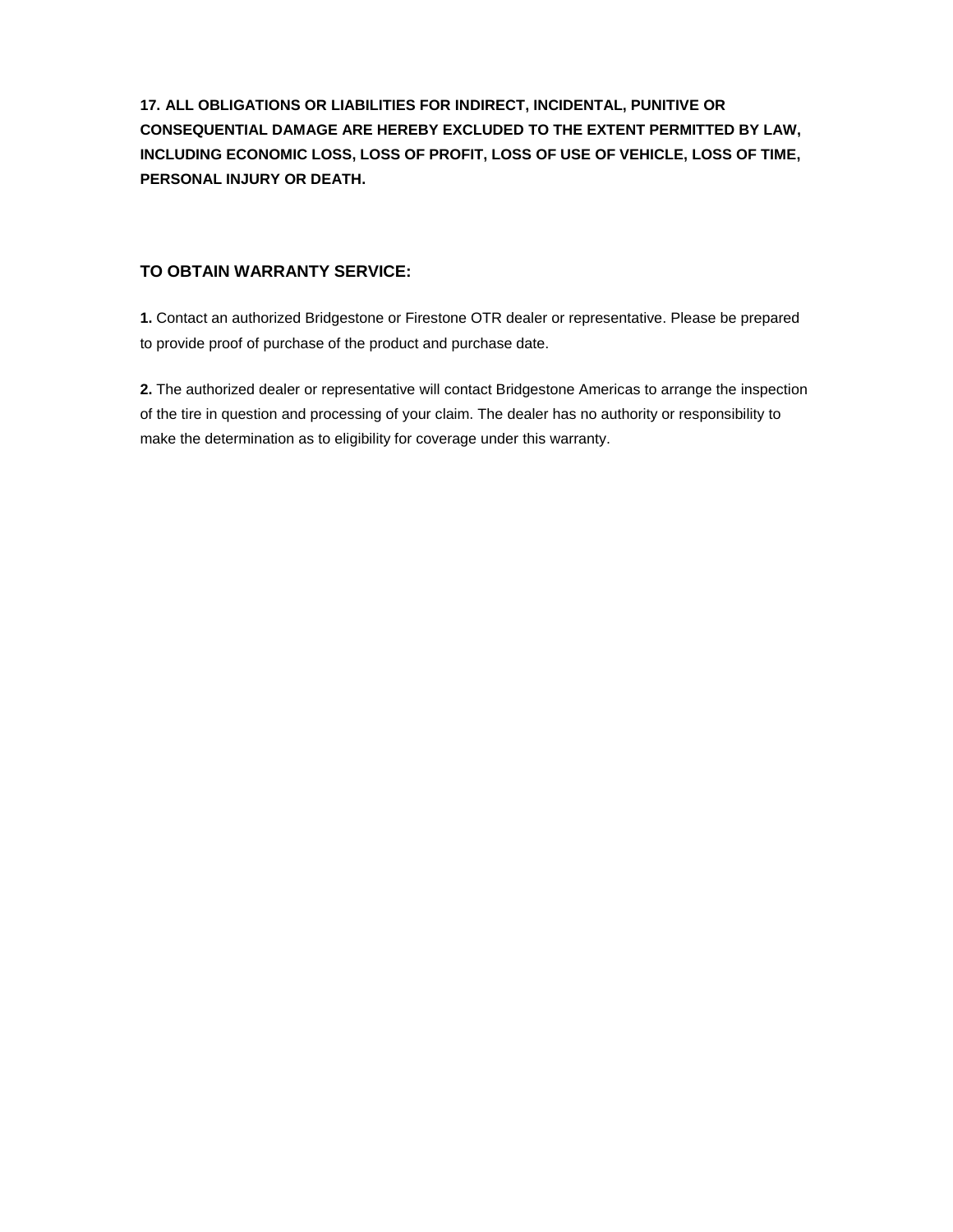**17. ALL OBLIGATIONS OR LIABILITIES FOR INDIRECT, INCIDENTAL, PUNITIVE OR CONSEQUENTIAL DAMAGE ARE HEREBY EXCLUDED TO THE EXTENT PERMITTED BY LAW, INCLUDING ECONOMIC LOSS, LOSS OF PROFIT, LOSS OF USE OF VEHICLE, LOSS OF TIME, PERSONAL INJURY OR DEATH.**

## TO OBTAIN WARRANTY SERVICE:

**1.** Contact an authorized Bridgestone or Firestone OTR dealer or representative. Please be prepared to provide proof of purchase of the product and purchase date.

**2.** The authorized dealer or representative will contact Bridgestone Americas to arrange the inspection of the tire in question and processing of your claim. The dealer has no authority or responsibility to make the determination as to eligibility for coverage under this warranty.